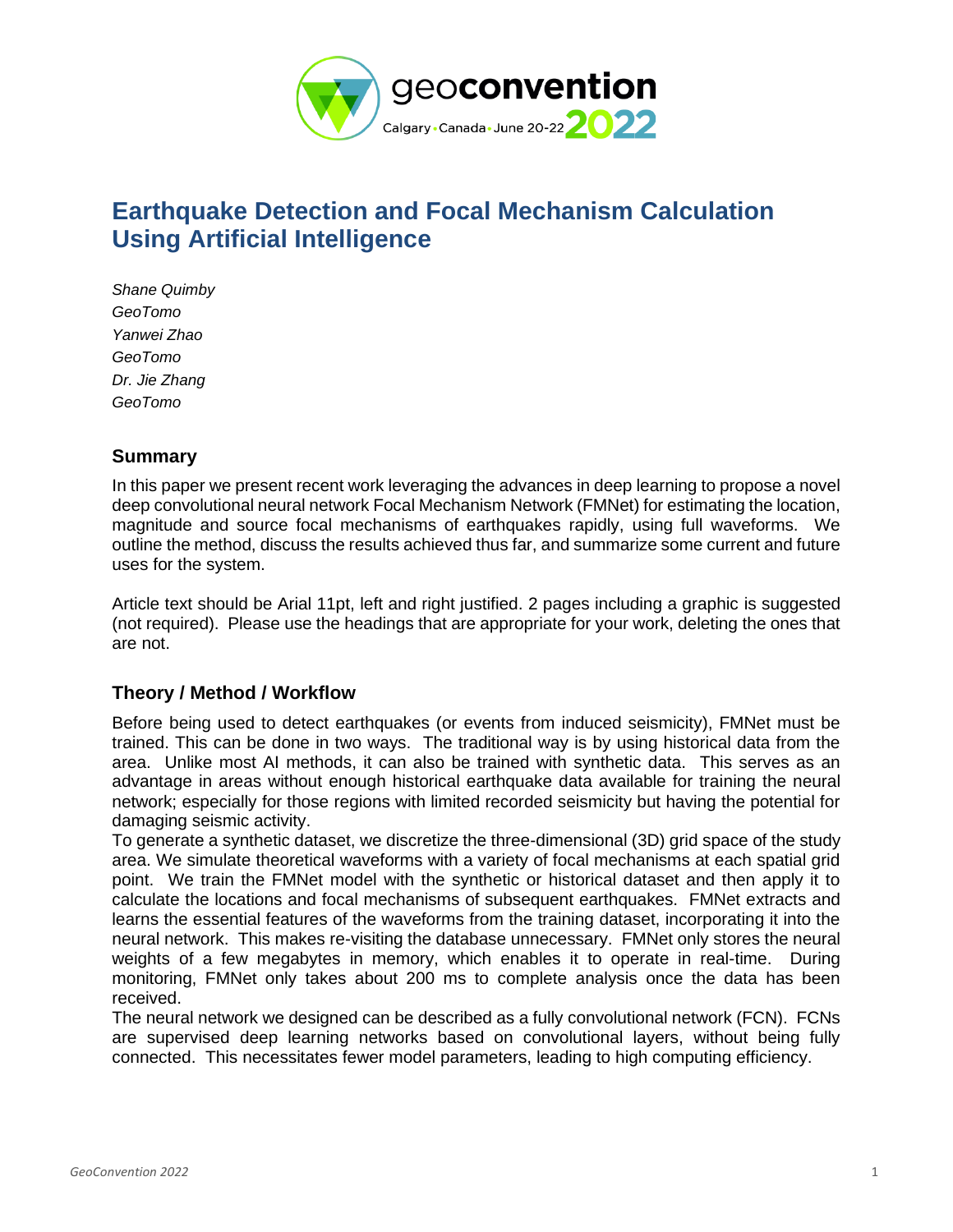# Earthquake Detection and Focal Mechanism Calculation Using Artificial Intelligence

*Shane Quimby*
*GeoTomo*
*Yanwei Zhao*
*GeoTomo*
*Dr. Jie Zhang*
*GeoTomo*

## Summary

In this paper we present recent work leveraging the advances in deep learning to propose a novel deep convolutional neural network Focal Mechanism Network (FMNet) for estimating the location, magnitude and source focal mechanisms of earthquakes rapidly, using full waveforms. We outline the method, discuss the results achieved thus far, and summarize some current and future uses for the system.

Article text should be Arial 11pt, left and right justified. 2 pages including a graphic is suggested (not required). Please use the headings that are appropriate for your work, deleting the ones that are not.

## Theory / Method / Workflow

Before being used to detect earthquakes (or events from induced seismicity), FMNet must be trained. This can be done in two ways. The traditional way is by using historical data from the area. Unlike most AI methods, it can also be trained with synthetic data. This serves as an advantage in areas without enough historical earthquake data available for training the neural network; especially for those regions with limited recorded seismicity but having the potential for damaging seismic activity.

To generate a synthetic dataset, we discretize the three-dimensional (3D) grid space of the study area. We simulate theoretical waveforms with a variety of focal mechanisms at each spatial grid point. We train the FMNet model with the synthetic or historical dataset and then apply it to calculate the locations and focal mechanisms of subsequent earthquakes. FMNet extracts and learns the essential features of the waveforms from the training dataset, incorporating it into the neural network. This makes re-visiting the database unnecessary. FMNet only stores the neural weights of a few megabytes in memory, which enables it to operate in real-time. During monitoring, FMNet only takes about 200 ms to complete analysis once the data has been received.

The neural network we designed can be described as a fully convolutional network (FCN). FCNs are supervised deep learning networks based on convolutional layers, without being fully connected. This necessitates fewer model parameters, leading to high computing efficiency.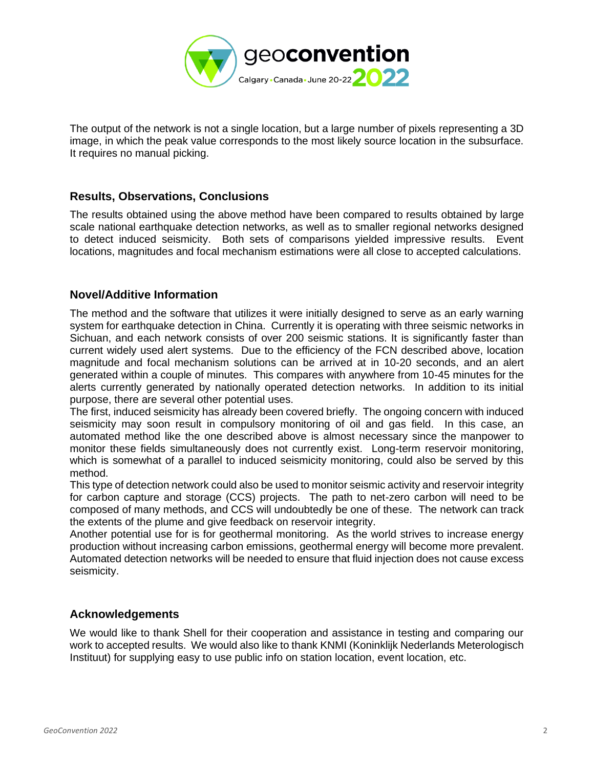The output of the network is not a single location, but a large number of pixels representing a 3D image, in which the peak value corresponds to the most likely source location in the subsurface. It requires no manual picking.

## Results, Observations, Conclusions

The results obtained using the above method have been compared to results obtained by large scale national earthquake detection networks, as well as to smaller regional networks designed to detect induced seismicity. Both sets of comparisons yielded impressive results. Event locations, magnitudes and focal mechanism estimations were all close to accepted calculations.

## Novel/Additive Information

The method and the software that utilizes it were initially designed to serve as an early warning system for earthquake detection in China. Currently it is operating with three seismic networks in Sichuan, and each network consists of over 200 seismic stations. It is significantly faster than current widely used alert systems. Due to the efficiency of the FCN described above, location magnitude and focal mechanism solutions can be arrived at in 10-20 seconds, and an alert generated within a couple of minutes. This compares with anywhere from 10-45 minutes for the alerts currently generated by nationally operated detection networks. In addition to its initial purpose, there are several other potential uses.

The first, induced seismicity has already been covered briefly. The ongoing concern with induced seismicity may soon result in compulsory monitoring of oil and gas field. In this case, an automated method like the one described above is almost necessary since the manpower to monitor these fields simultaneously does not currently exist. Long-term reservoir monitoring, which is somewhat of a parallel to induced seismicity monitoring, could also be served by this method.

This type of detection network could also be used to monitor seismic activity and reservoir integrity for carbon capture and storage (CCS) projects. The path to net-zero carbon will need to be composed of many methods, and CCS will undoubtedly be one of these. The network can track the extents of the plume and give feedback on reservoir integrity.

Another potential use for is for geothermal monitoring. As the world strives to increase energy production without increasing carbon emissions, geothermal energy will become more prevalent. Automated detection networks will be needed to ensure that fluid injection does not cause excess seismicity.

## Acknowledgements

We would like to thank Shell for their cooperation and assistance in testing and comparing our work to accepted results. We would also like to thank KNMI (Koninklijk Nederlands Meterologisch Instituut) for supplying easy to use public info on station location, event location, etc.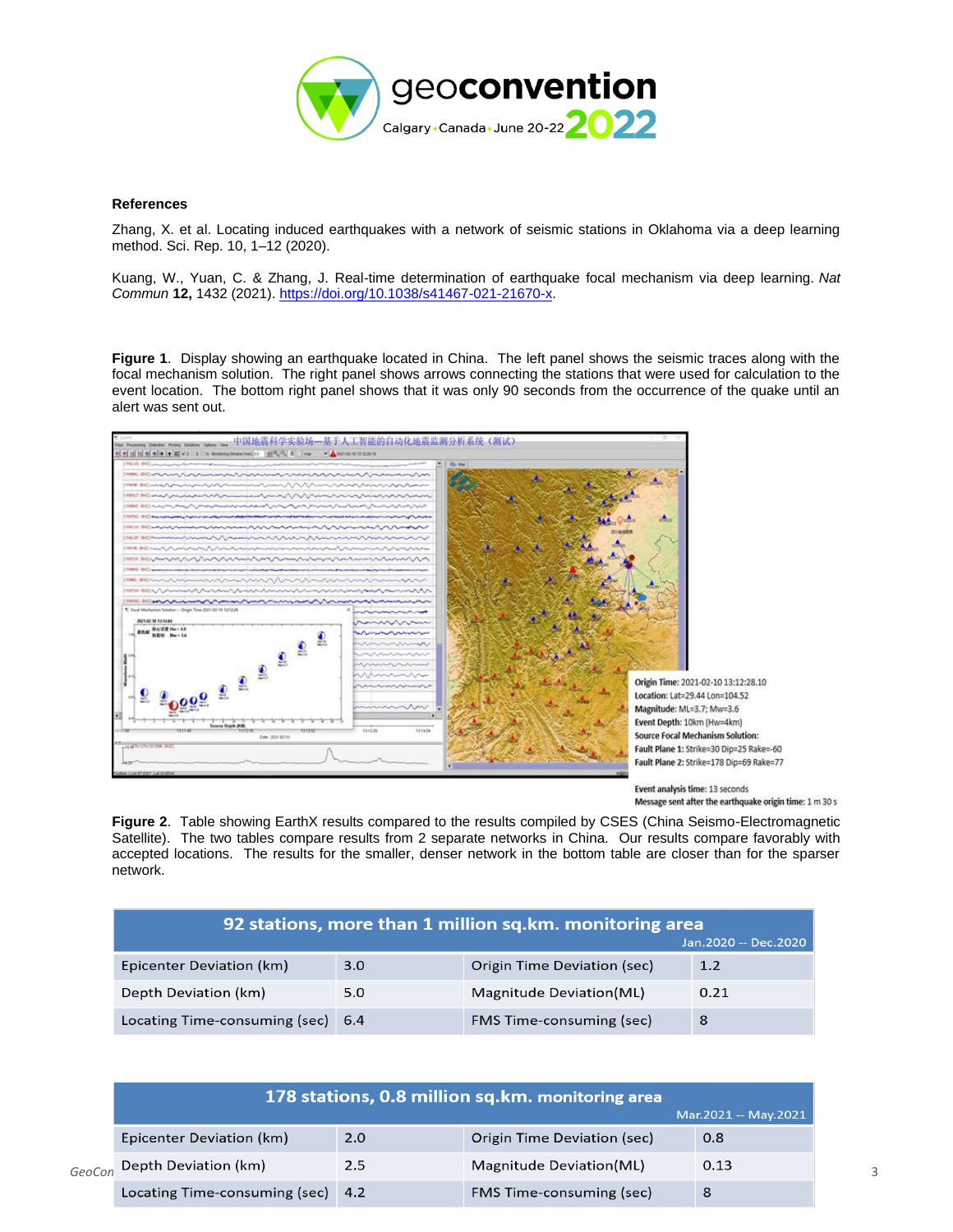## References

Zhang, X. et al. Locating induced earthquakes with a network of seismic stations in Oklahoma via a deep learning method. Sci. Rep. 10, 1–12 (2020).

Kuang, W., Yuan, C. & Zhang, J. Real-time determination of earthquake focal mechanism via deep learning. *Nat Commun* **12,** 1432 (2021). https://doi.org/10.1038/s41467-021-21670-x.

**Figure 1**. Display showing an earthquake located in China. The left panel shows the seismic traces along with the focal mechanism solution. The right panel shows arrows connecting the stations that were used for calculation to the event location. The bottom right panel shows that it was only 90 seconds from the occurrence of the quake until an alert was sent out.

Origin Time: 2021-02-10 13:12:28.10
Location: Lat=29.44 Lon=104.52
Magnitude: ML=3.7; Mw=3.6
Event Depth: 10km (Hw=4km)
Source Focal Mechanism Solution:
Fault Plane 1: Strike=30 Dip=25 Rake=-60
Fault Plane 2: Strike=178 Dip=69 Rake=77

Event analysis time: 13 seconds
Message sent after the earthquake origin time: 1 m 30 s

**Figure 2**. Table showing EarthX results compared to the results compiled by CSES (China Seismo-Electromagnetic Satellite). The two tables compare results from 2 separate networks in China. Our results compare favorably with accepted locations. The results for the smaller, denser network in the bottom table are closer than for the sparser network.

| 92 stations, more than 1 million sq.km. monitoring area Jan.2020 -- Dec.2020 | | | |
|---|---|---|---|
| Epicenter Deviation (km) | 3.0 | Origin Time Deviation (sec) | 1.2 |
| Depth Deviation (km) | 5.0 | Magnitude Deviation(ML) | 0.21 |
| Locating Time-consuming (sec) | 6.4 | FMS Time-consuming (sec) | 8 |

| 178 stations, 0.8 million sq.km. monitoring area Mar.2021 -- May.2021 | | | |
|---|---|---|---|
| Epicenter Deviation (km) | 2.0 | Origin Time Deviation (sec) | 0.8 |
| Depth Deviation (km) | 2.5 | Magnitude Deviation(ML) | 0.13 |
| Locating Time-consuming (sec) | 4.2 | FMS Time-consuming (sec) | 8 |